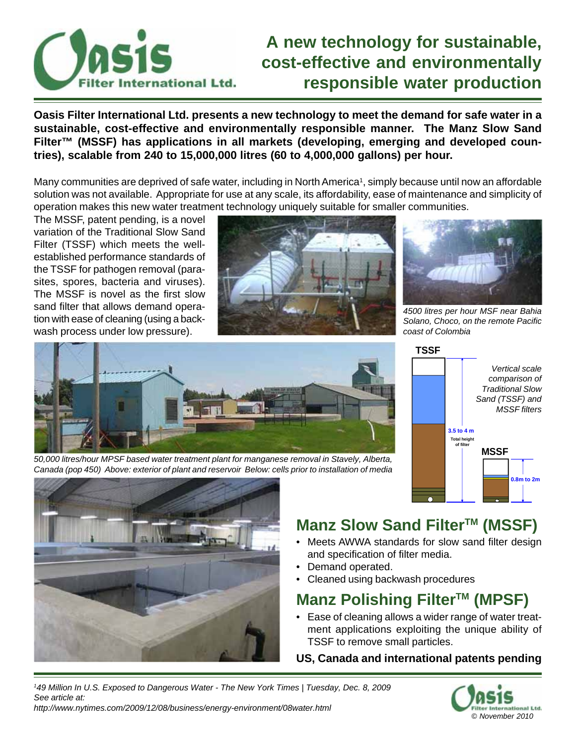# A new technology for sustainable, cost-effective and environmentally responsible water production

Oasis Filter International Ltd.

**Oasis Filter International Ltd. presents a new technology to meet the demand for safe water in a sustainable, cost-effective and environmentally responsible manner. The Manz Slow Sand Filter™ (MSSF) has applications in all markets (developing, emerging and developed countries), scalable from 240 to 15,000,000 litres (60 to 4,000,000 gallons) per hour.**

Many communities are deprived of safe water, including in North America[1], simply because until now an affordable solution was not available. Appropriate for use at any scale, its affordability, ease of maintenance and simplicity of operation makes this new water treatment technology uniquely suitable for smaller communities.

The MSSF, patent pending, is a novel variation of the Traditional Slow Sand Filter (TSSF) which meets the well-established performance standards of the TSSF for pathogen removal (parasites, spores, bacteria and viruses). The MSSF is novel as the first slow sand filter that allows demand operation with ease of cleaning (using a backwash process under low pressure).

*4500 litres per hour MSF near Bahia Solano, Choco, on the remote Pacific coast of Colombia*

*50,000 litres/hour MPSF based water treatment plant for manganese removal in Stavely, Alberta, Canada (pop 450) Above: exterior of plant and reservoir Below: cells prior to installation of media*

TSSF — 3.5 to 4 m Total height of filter

MSSF — 0.8m to 2m

*Vertical scale comparison of Traditional Slow Sand (TSSF) and MSSF filters*

## Manz Slow Sand Filter™ (MSSF)

- Meets AWWA standards for slow sand filter design and specification of filter media.
- Demand operated.
- Cleaned using backwash procedures

## Manz Polishing Filter™ (MPSF)

- Ease of cleaning allows a wider range of water treatment applications exploiting the unique ability of TSSF to remove small particles.

**US, Canada and international patents pending**

*[1]49 Million In U.S. Exposed to Dangerous Water - The New York Times | Tuesday, Dec. 8, 2009 See article at: http://www.nytimes.com/2009/12/08/business/energy-environment/08water.html*

Oasis Filter International Ltd. *© November 2010*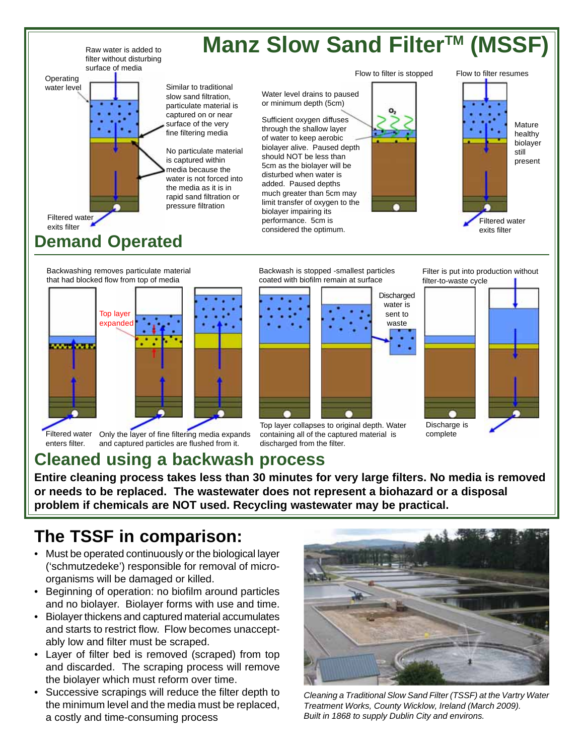# Manz Slow Sand Filter™ (MSSF)

Raw water is added to filter without disturbing surface of media

Operating water level

Similar to traditional slow sand filtration, particulate material is captured on or near surface of the very fine filtering media

No particulate material is captured within media because the water is not forced into the media as it is in rapid sand filtration or pressure filtration

Filtered water exits filter

Flow to filter is stopped

Water level drains to paused or minimum depth (5cm)

Sufficient oxygen diffuses through the shallow layer of water to keep aerobic biolayer alive. Paused depth should NOT be less than 5cm as the biolayer will be disturbed when water is added. Paused depths much greater than 5cm may limit transfer of oxygen to the biolayer impairing its performance. 5cm is considered the optimum.

$O_2$

Flow to filter resumes

Mature healthy biolayer still present

Filtered water exits filter

## Demand Operated

Backwashing removes particulate material that had blocked flow from top of media

Top layer expanded

Filtered water enters filter.

Only the layer of fine filtering media expands and captured particles are flushed from it.

Backwash is stopped -smallest particles coated with biofilm remain at surface

Discharged water is sent to waste

Top layer collapses to original depth. Water containing all of the captured material is discharged from the filter.

Filter is put into production without filter-to-waste cycle

Discharge is complete

## Cleaned using a backwash process

**Entire cleaning process takes less than 30 minutes for very large filters. No media is removed or needs to be replaced. The wastewater does not represent a biohazard or a disposal problem if chemicals are NOT used. Recycling wastewater may be practical.**

# The TSSF in comparison:

- Must be operated continuously or the biological layer ('schmutzedeke') responsible for removal of micro-organisms will be damaged or killed.
- Beginning of operation: no biofilm around particles and no biolayer. Biolayer forms with use and time.
- Biolayer thickens and captured material accumulates and starts to restrict flow. Flow becomes unacceptably low and filter must be scraped.
- Layer of filter bed is removed (scraped) from top and discarded. The scraping process will remove the biolayer which must reform over time.
- Successive scrapings will reduce the filter depth to the minimum level and the media must be replaced, a costly and time-consuming process

*Cleaning a Traditional Slow Sand Filter (TSSF) at the Vartry Water Treatment Works, County Wicklow, Ireland (March 2009). Built in 1868 to supply Dublin City and environs.*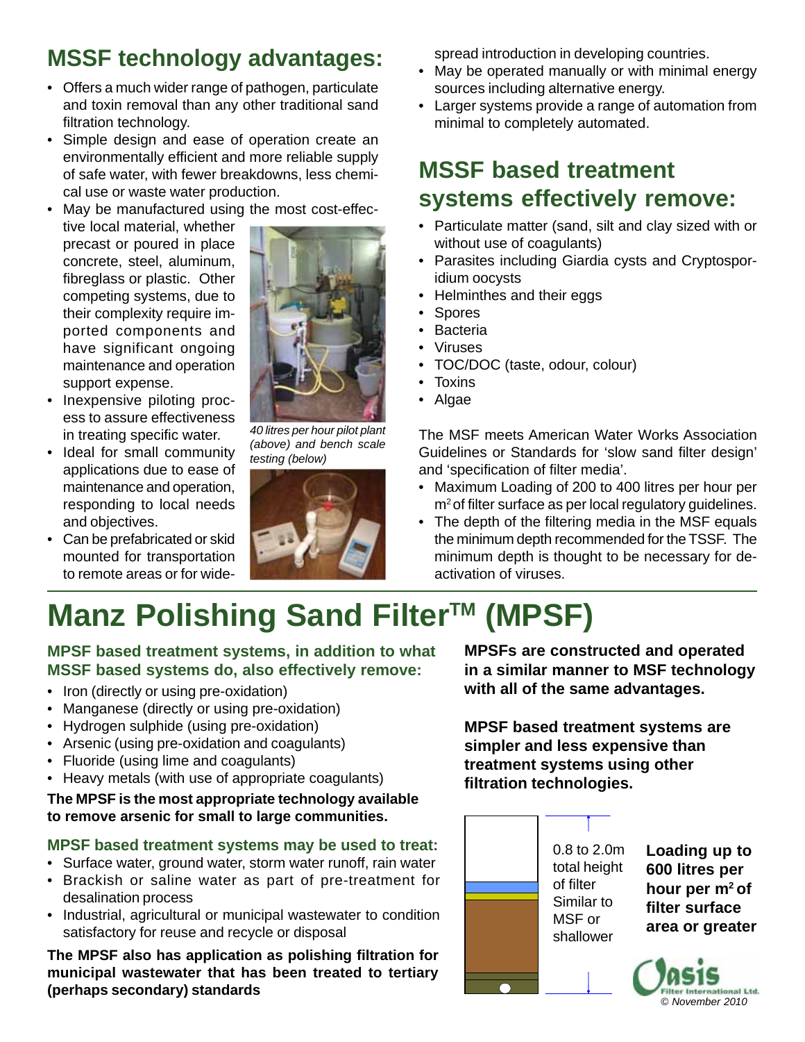## MSSF technology advantages:

- Offers a much wider range of pathogen, particulate and toxin removal than any other traditional sand filtration technology.
- Simple design and ease of operation create an environmentally efficient and more reliable supply of safe water, with fewer breakdowns, less chemical use or waste water production.
- May be manufactured using the most cost-effective local material, whether precast or poured in place concrete, steel, aluminum, fibreglass or plastic. Other competing systems, due to their complexity require imported components and have significant ongoing maintenance and operation support expense.
- Inexpensive piloting process to assure effectiveness in treating specific water.
- Ideal for small community applications due to ease of maintenance and operation, responding to local needs and objectives.
- Can be prefabricated or skid mounted for transportation to remote areas or for widespread introduction in developing countries.
- May be operated manually or with minimal energy sources including alternative energy.
- Larger systems provide a range of automation from minimal to completely automated.

*40 litres per hour pilot plant (above) and bench scale testing (below)*

## MSSF based treatment systems effectively remove:

- Particulate matter (sand, silt and clay sized with or without use of coagulants)
- Parasites including Giardia cysts and Cryptosporidium oocysts
- Helminthes and their eggs
- Spores
- Bacteria
- Viruses
- TOC/DOC (taste, odour, colour)
- Toxins
- Algae

The MSF meets American Water Works Association Guidelines or Standards for 'slow sand filter design' and 'specification of filter media'.

- Maximum Loading of 200 to 400 litres per hour per $m^2$ of filter surface as per local regulatory guidelines.
- The depth of the filtering media in the MSF equals the minimum depth recommended for the TSSF. The minimum depth is thought to be necessary for deactivation of viruses.

# Manz Polishing Sand Filter™ (MPSF)

### MPSF based treatment systems, in addition to what MSSF based systems do, also effectively remove:

- Iron (directly or using pre-oxidation)
- Manganese (directly or using pre-oxidation)
- Hydrogen sulphide (using pre-oxidation)
- Arsenic (using pre-oxidation and coagulants)
- Fluoride (using lime and coagulants)
- Heavy metals (with use of appropriate coagulants)

**The MPSF is the most appropriate technology available to remove arsenic for small to large communities.**

### MPSF based treatment systems may be used to treat:

- Surface water, ground water, storm water runoff, rain water
- Brackish or saline water as part of pre-treatment for desalination process
- Industrial, agricultural or municipal wastewater to condition satisfactory for reuse and recycle or disposal

**The MPSF also has application as polishing filtration for municipal wastewater that has been treated to tertiary (perhaps secondary) standards**

**MPSFs are constructed and operated in a similar manner to MSF technology with all of the same advantages.**

**MPSF based treatment systems are simpler and less expensive than treatment systems using other filtration technologies.**

0.8 to 2.0m total height of filter Similar to MSF or shallower

**Loading up to 600 litres per hour per $m^2$ of filter surface area or greater**

Oasis Filter International Ltd.

© November 2010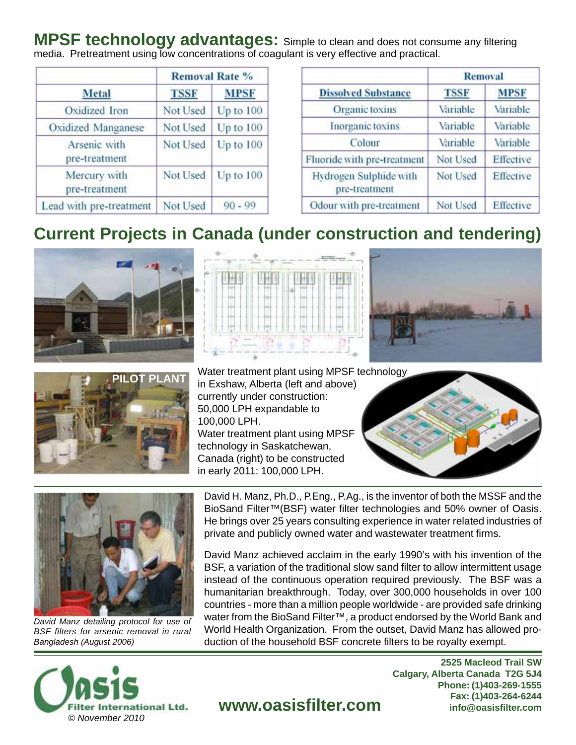## MPSF technology advantages: Simple to clean and does not consume any filtering media. Pretreatment using low concentrations of coagulant is very effective and practical.

| | Removal Rate % | |
|---|---|---|
| Metal | TSSF | MPSF |
| Oxidized Iron | Not Used | Up to 100 |
| Oxidized Manganese | Not Used | Up to 100 |
| Arsenic with pre-treatment | Not Used | Up to 100 |
| Mercury with pre-treatment | Not Used | Up to 100 |
| Lead with pre-treatment | Not Used | 90 - 99 |

| | Removal | |
|---|---|---|
| Dissolved Substance | TSSF | MPSF |
| Organic toxins | Variable | Variable |
| Inorganic toxins | Variable | Variable |
| Colour | Variable | Variable |
| Fluoride with pre-treatment | Not Used | Effective |
| Hydrogen Sulphide with pre-treatment | Not Used | Effective |
| Odour with pre-treatment | Not Used | Effective |

## Current Projects in Canada (under construction and tendering)

PILOT PLANT

Water treatment plant using MPSF technology in Exshaw, Alberta (left and above) currently under construction: 50,000 LPH expandable to 100,000 LPH.

Water treatment plant using MPSF technology in Saskatchewan, Canada (right) to be constructed in early 2011: 100,000 LPH.

*David Manz detailing protocol for use of BSF filters for arsenic removal in rural Bangladesh (August 2006)*

David H. Manz, Ph.D., P.Eng., P.Ag., is the inventor of both the MSSF and the BioSand Filter™(BSF) water filter technologies and 50% owner of Oasis. He brings over 25 years consulting experience in water related industries of private and publicly owned water and wastewater treatment firms.

David Manz achieved acclaim in the early 1990's with his invention of the BSF, a variation of the traditional slow sand filter to allow intermittent usage instead of the continuous operation required previously. The BSF was a humanitarian breakthrough. Today, over 300,000 households in over 100 countries - more than a million people worldwide - are provided safe drinking water from the BioSand Filter™, a product endorsed by the World Bank and World Health Organization. From the outset, David Manz has allowed production of the household BSF concrete filters to be royalty exempt.

Oasis Filter International Ltd.

*© November 2010*

**www.oasisfilter.com**

**2525 Macleod Trail SW**
**Calgary, Alberta Canada T2G 5J4**
**Phone: (1)403-269-1555**
**Fax: (1)403-264-6244**
**info@oasisfilter.com**